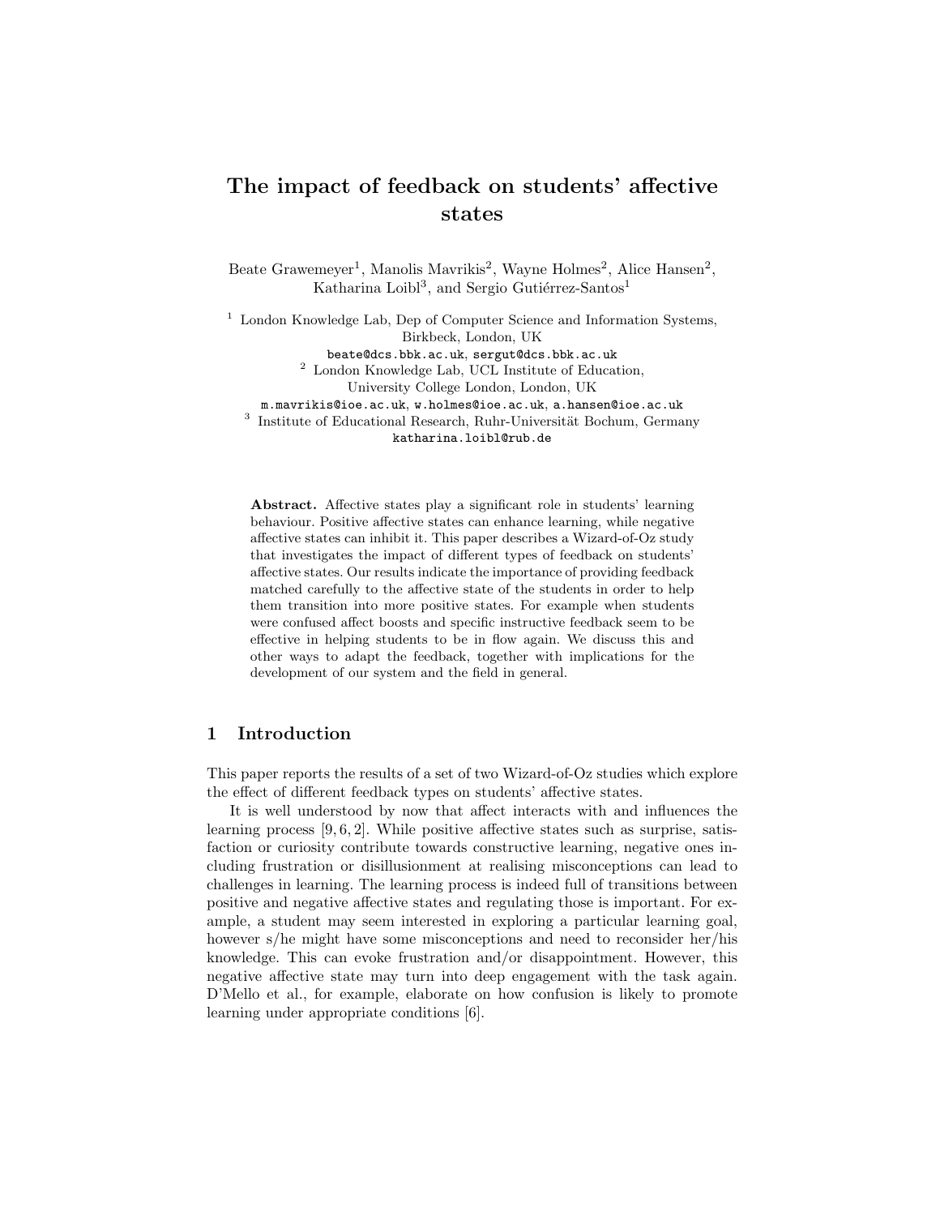# The impact of feedback on students' affective states

Beate Grawemeyer[1], Manolis Mavrikis[2], Wayne Holmes[2], Alice Hansen[2], Katharina Loibl[3], and Sergio Gutiérrez-Santos[1]

[1] London Knowledge Lab, Dep of Computer Science and Information Systems, Birkbeck, London, UK
beate@dcs.bbk.ac.uk, sergut@dcs.bbk.ac.uk

[2] London Knowledge Lab, UCL Institute of Education, University College London, London, UK
m.mavrikis@ioe.ac.uk, w.holmes@ioe.ac.uk, a.hansen@ioe.ac.uk

[3] Institute of Educational Research, Ruhr-Universität Bochum, Germany
katharina.loibl@rub.de

**Abstract.** Affective states play a significant role in students' learning behaviour. Positive affective states can enhance learning, while negative affective states can inhibit it. This paper describes a Wizard-of-Oz study that investigates the impact of different types of feedback on students' affective states. Our results indicate the importance of providing feedback matched carefully to the affective state of the students in order to help them transition into more positive states. For example when students were confused affect boosts and specific instructive feedback seem to be effective in helping students to be in flow again. We discuss this and other ways to adapt the feedback, together with implications for the development of our system and the field in general.

## 1 Introduction

This paper reports the results of a set of two Wizard-of-Oz studies which explore the effect of different feedback types on students' affective states.

It is well understood by now that affect interacts with and influences the learning process [9, 6, 2]. While positive affective states such as surprise, satisfaction or curiosity contribute towards constructive learning, negative ones including frustration or disillusionment at realising misconceptions can lead to challenges in learning. The learning process is indeed full of transitions between positive and negative affective states and regulating those is important. For example, a student may seem interested in exploring a particular learning goal, however s/he might have some misconceptions and need to reconsider her/his knowledge. This can evoke frustration and/or disappointment. However, this negative affective state may turn into deep engagement with the task again. D'Mello et al., for example, elaborate on how confusion is likely to promote learning under appropriate conditions [6].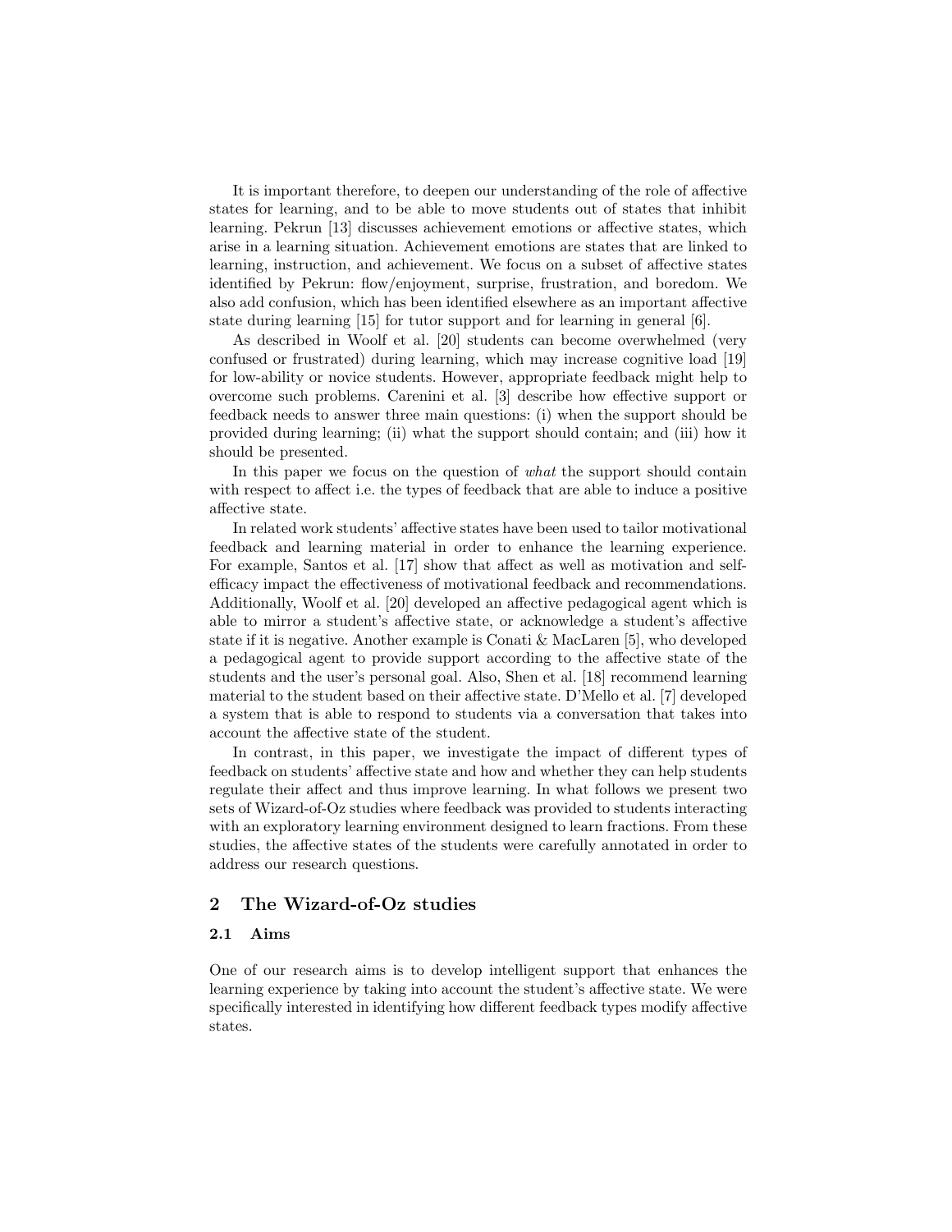It is important therefore, to deepen our understanding of the role of affective states for learning, and to be able to move students out of states that inhibit learning. Pekrun [13] discusses achievement emotions or affective states, which arise in a learning situation. Achievement emotions are states that are linked to learning, instruction, and achievement. We focus on a subset of affective states identified by Pekrun: flow/enjoyment, surprise, frustration, and boredom. We also add confusion, which has been identified elsewhere as an important affective state during learning [15] for tutor support and for learning in general [6].

As described in Woolf et al. [20] students can become overwhelmed (very confused or frustrated) during learning, which may increase cognitive load [19] for low-ability or novice students. However, appropriate feedback might help to overcome such problems. Carenini et al. [3] describe how effective support or feedback needs to answer three main questions: (i) when the support should be provided during learning; (ii) what the support should contain; and (iii) how it should be presented.

In this paper we focus on the question of *what* the support should contain with respect to affect i.e. the types of feedback that are able to induce a positive affective state.

In related work students' affective states have been used to tailor motivational feedback and learning material in order to enhance the learning experience. For example, Santos et al. [17] show that affect as well as motivation and self-efficacy impact the effectiveness of motivational feedback and recommendations. Additionally, Woolf et al. [20] developed an affective pedagogical agent which is able to mirror a student's affective state, or acknowledge a student's affective state if it is negative. Another example is Conati & MacLaren [5], who developed a pedagogical agent to provide support according to the affective state of the students and the user's personal goal. Also, Shen et al. [18] recommend learning material to the student based on their affective state. D'Mello et al. [7] developed a system that is able to respond to students via a conversation that takes into account the affective state of the student.

In contrast, in this paper, we investigate the impact of different types of feedback on students' affective state and how and whether they can help students regulate their affect and thus improve learning. In what follows we present two sets of Wizard-of-Oz studies where feedback was provided to students interacting with an exploratory learning environment designed to learn fractions. From these studies, the affective states of the students were carefully annotated in order to address our research questions.

## 2 The Wizard-of-Oz studies

### 2.1 Aims

One of our research aims is to develop intelligent support that enhances the learning experience by taking into account the student's affective state. We were specifically interested in identifying how different feedback types modify affective states.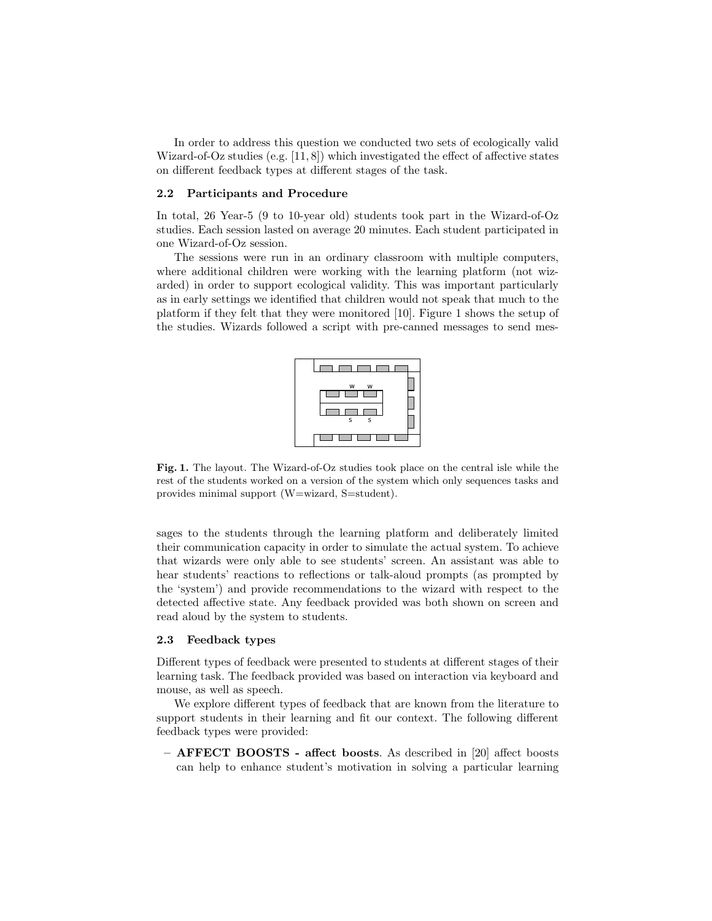In order to address this question we conducted two sets of ecologically valid Wizard-of-Oz studies (e.g. [11, 8]) which investigated the effect of affective states on different feedback types at different stages of the task.

### 2.2 Participants and Procedure

In total, 26 Year-5 (9 to 10-year old) students took part in the Wizard-of-Oz studies. Each session lasted on average 20 minutes. Each student participated in one Wizard-of-Oz session.

The sessions were run in an ordinary classroom with multiple computers, where additional children were working with the learning platform (not wizarded) in order to support ecological validity. This was important particularly as in early settings we identified that children would not speak that much to the platform if they felt that they were monitored [10]. Figure 1 shows the setup of the studies. Wizards followed a script with pre-canned messages to send messages to the students through the learning platform and deliberately limited their communication capacity in order to simulate the actual system. To achieve that wizards were only able to see students' screen. An assistant was able to hear students' reactions to reflections or talk-aloud prompts (as prompted by the 'system') and provide recommendations to the wizard with respect to the detected affective state. Any feedback provided was both shown on screen and read aloud by the system to students.

**Fig. 1.** The layout. The Wizard-of-Oz studies took place on the central isle while the rest of the students worked on a version of the system which only sequences tasks and provides minimal support (W=wizard, S=student).

### 2.3 Feedback types

Different types of feedback were presented to students at different stages of their learning task. The feedback provided was based on interaction via keyboard and mouse, as well as speech.

We explore different types of feedback that are known from the literature to support students in their learning and fit our context. The following different feedback types were provided:

- **AFFECT BOOSTS - affect boosts**. As described in [20] affect boosts can help to enhance student's motivation in solving a particular learning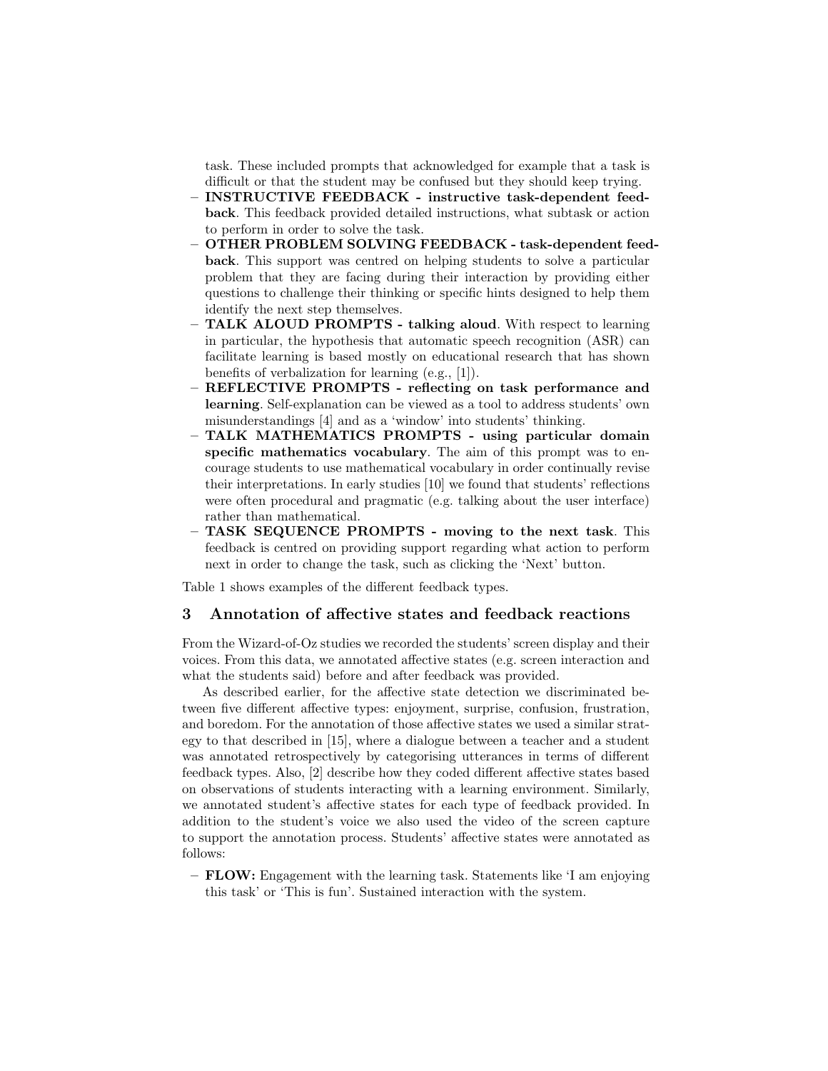task. These included prompts that acknowledged for example that a task is difficult or that the student may be confused but they should keep trying.

- **INSTRUCTIVE FEEDBACK - instructive task-dependent feedback**. This feedback provided detailed instructions, what subtask or action to perform in order to solve the task.
- **OTHER PROBLEM SOLVING FEEDBACK - task-dependent feedback**. This support was centred on helping students to solve a particular problem that they are facing during their interaction by providing either questions to challenge their thinking or specific hints designed to help them identify the next step themselves.
- **TALK ALOUD PROMPTS - talking aloud**. With respect to learning in particular, the hypothesis that automatic speech recognition (ASR) can facilitate learning is based mostly on educational research that has shown benefits of verbalization for learning (e.g., [1]).
- **REFLECTIVE PROMPTS - reflecting on task performance and learning**. Self-explanation can be viewed as a tool to address students' own misunderstandings [4] and as a 'window' into students' thinking.
- **TALK MATHEMATICS PROMPTS - using particular domain specific mathematics vocabulary**. The aim of this prompt was to encourage students to use mathematical vocabulary in order continually revise their interpretations. In early studies [10] we found that students' reflections were often procedural and pragmatic (e.g. talking about the user interface) rather than mathematical.
- **TASK SEQUENCE PROMPTS - moving to the next task**. This feedback is centred on providing support regarding what action to perform next in order to change the task, such as clicking the 'Next' button.

Table 1 shows examples of the different feedback types.

## 3 Annotation of affective states and feedback reactions

From the Wizard-of-Oz studies we recorded the students' screen display and their voices. From this data, we annotated affective states (e.g. screen interaction and what the students said) before and after feedback was provided.

As described earlier, for the affective state detection we discriminated between five different affective types: enjoyment, surprise, confusion, frustration, and boredom. For the annotation of those affective states we used a similar strategy to that described in [15], where a dialogue between a teacher and a student was annotated retrospectively by categorising utterances in terms of different feedback types. Also, [2] describe how they coded different affective states based on observations of students interacting with a learning environment. Similarly, we annotated student's affective states for each type of feedback provided. In addition to the student's voice we also used the video of the screen capture to support the annotation process. Students' affective states were annotated as follows:

- **FLOW:** Engagement with the learning task. Statements like 'I am enjoying this task' or 'This is fun'. Sustained interaction with the system.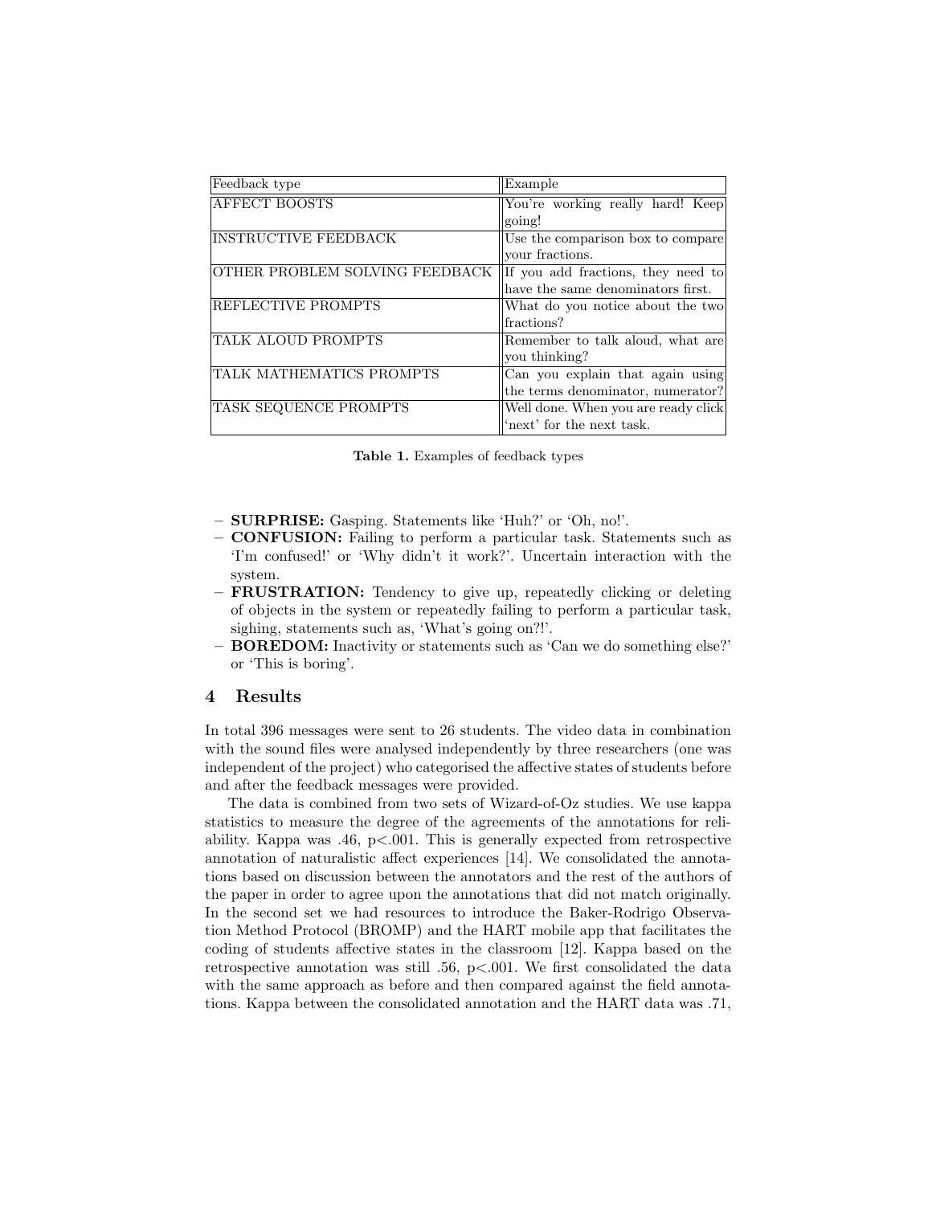| Feedback type | Example |
|---|---|
| AFFECT BOOSTS | You're working really hard! Keep going! |
| INSTRUCTIVE FEEDBACK | Use the comparison box to compare your fractions. |
| OTHER PROBLEM SOLVING FEEDBACK | If you add fractions, they need to have the same denominators first. |
| REFLECTIVE PROMPTS | What do you notice about the two fractions? |
| TALK ALOUD PROMPTS | Remember to talk aloud, what are you thinking? |
| TALK MATHEMATICS PROMPTS | Can you explain that again using the terms denominator, numerator? |
| TASK SEQUENCE PROMPTS | Well done. When you are ready click 'next' for the next task. |

**Table 1.** Examples of feedback types

- **SURPRISE:** Gasping. Statements like 'Huh?' or 'Oh, no!'.
- **CONFUSION:** Failing to perform a particular task. Statements such as 'I'm confused!' or 'Why didn't it work?'. Uncertain interaction with the system.
- **FRUSTRATION:** Tendency to give up, repeatedly clicking or deleting of objects in the system or repeatedly failing to perform a particular task, sighing, statements such as, 'What's going on?!'.
- **BOREDOM:** Inactivity or statements such as 'Can we do something else?' or 'This is boring'.

## 4 Results

In total 396 messages were sent to 26 students. The video data in combination with the sound files were analysed independently by three researchers (one was independent of the project) who categorised the affective states of students before and after the feedback messages were provided.

The data is combined from two sets of Wizard-of-Oz studies. We use kappa statistics to measure the degree of the agreements of the annotations for reliability. Kappa was .46, $p<.001$. This is generally expected from retrospective annotation of naturalistic affect experiences [14]. We consolidated the annotations based on discussion between the annotators and the rest of the authors of the paper in order to agree upon the annotations that did not match originally. In the second set we had resources to introduce the Baker-Rodrigo Observation Method Protocol (BROMP) and the HART mobile app that facilitates the coding of students affective states in the classroom [12]. Kappa based on the retrospective annotation was still .56, $p<.001$. We first consolidated the data with the same approach as before and then compared against the field annotations. Kappa between the consolidated annotation and the HART data was .71,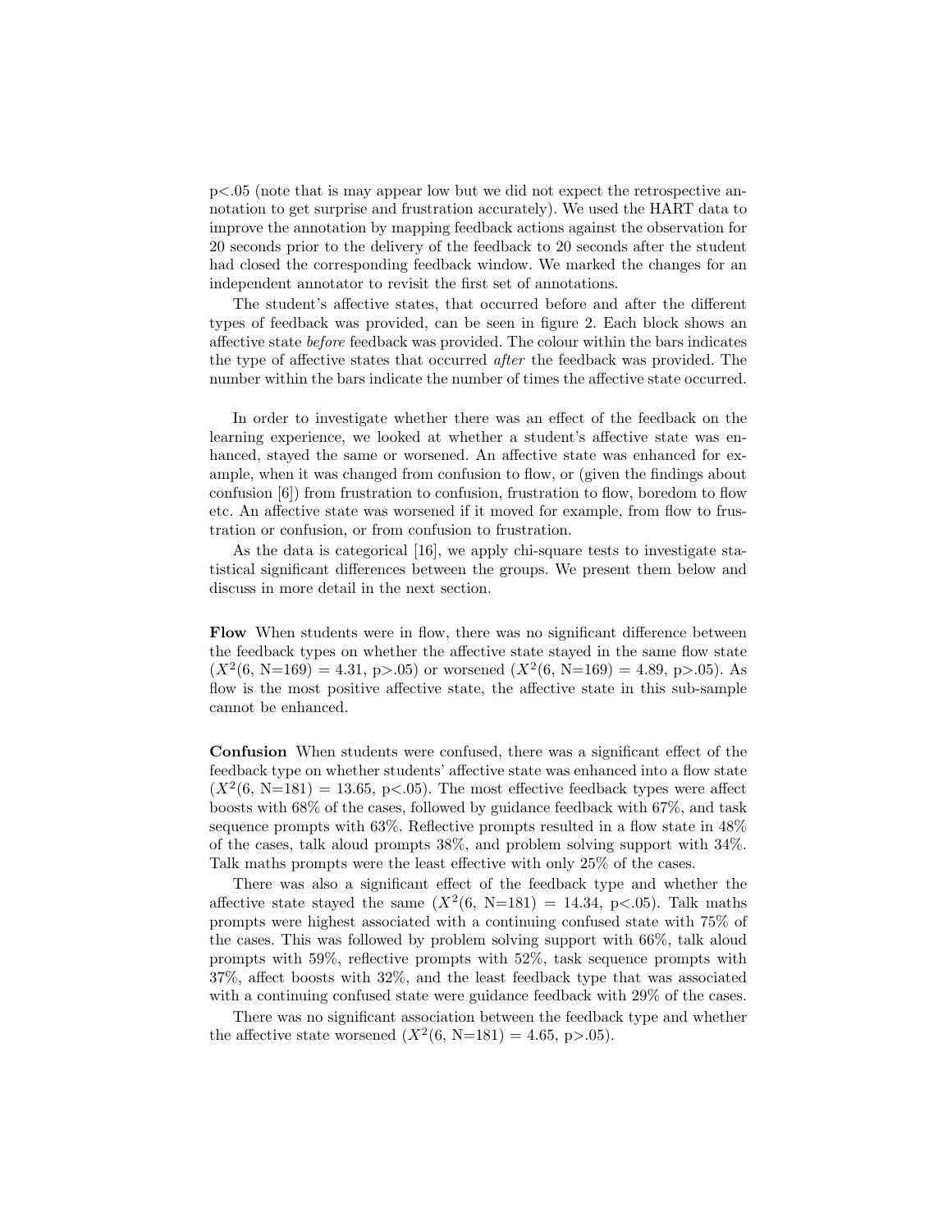p<.05 (note that is may appear low but we did not expect the retrospective annotation to get surprise and frustration accurately). We used the HART data to improve the annotation by mapping feedback actions against the observation for 20 seconds prior to the delivery of the feedback to 20 seconds after the student had closed the corresponding feedback window. We marked the changes for an independent annotator to revisit the first set of annotations.

The student's affective states, that occurred before and after the different types of feedback was provided, can be seen in figure 2. Each block shows an affective state *before* feedback was provided. The colour within the bars indicates the type of affective states that occurred *after* the feedback was provided. The number within the bars indicate the number of times the affective state occurred.

In order to investigate whether there was an effect of the feedback on the learning experience, we looked at whether a student's affective state was enhanced, stayed the same or worsened. An affective state was enhanced for example, when it was changed from confusion to flow, or (given the findings about confusion [6]) from frustration to confusion, frustration to flow, boredom to flow etc. An affective state was worsened if it moved for example, from flow to frustration or confusion, or from confusion to frustration.

As the data is categorical [16], we apply chi-square tests to investigate statistical significant differences between the groups. We present them below and discuss in more detail in the next section.

**Flow** When students were in flow, there was no significant difference between the feedback types on whether the affective state stayed in the same flow state ($X^2$(6, N=169) = 4.31, p>.05) or worsened ($X^2$(6, N=169) = 4.89, p>.05). As flow is the most positive affective state, the affective state in this sub-sample cannot be enhanced.

**Confusion** When students were confused, there was a significant effect of the feedback type on whether students' affective state was enhanced into a flow state ($X^2$(6, N=181) = 13.65, p<.05). The most effective feedback types were affect boosts with 68% of the cases, followed by guidance feedback with 67%, and task sequence prompts with 63%. Reflective prompts resulted in a flow state in 48% of the cases, talk aloud prompts 38%, and problem solving support with 34%. Talk maths prompts were the least effective with only 25% of the cases.

There was also a significant effect of the feedback type and whether the affective state stayed the same ($X^2$(6, N=181) = 14.34, p<.05). Talk maths prompts were highest associated with a continuing confused state with 75% of the cases. This was followed by problem solving support with 66%, talk aloud prompts with 59%, reflective prompts with 52%, task sequence prompts with 37%, affect boosts with 32%, and the least feedback type that was associated with a continuing confused state were guidance feedback with 29% of the cases.

There was no significant association between the feedback type and whether the affective state worsened ($X^2$(6, N=181) = 4.65, p>.05).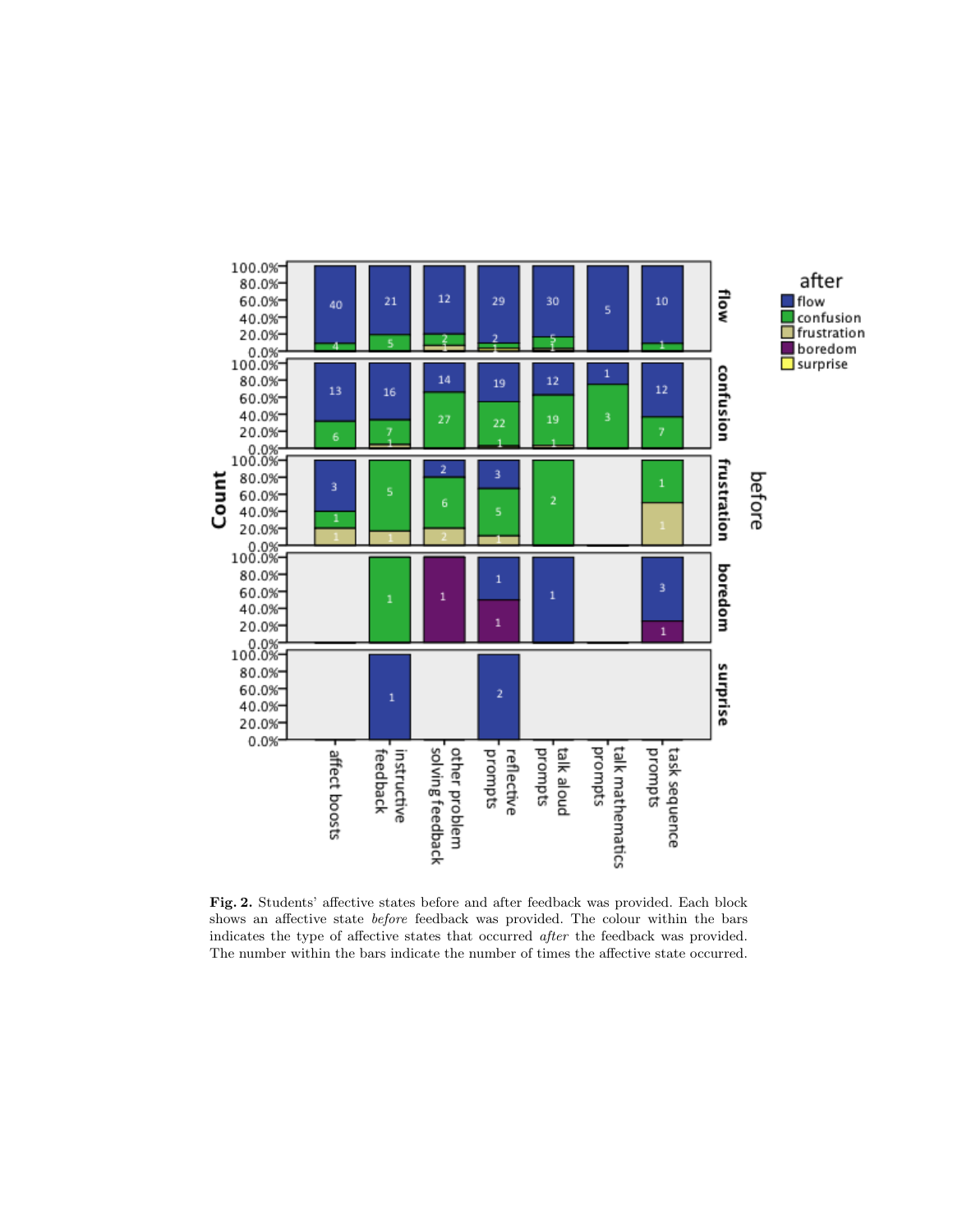**Fig. 2.** Students' affective states before and after feedback was provided. Each block shows an affective state *before* feedback was provided. The colour within the bars indicates the type of affective states that occurred *after* the feedback was provided. The number within the bars indicate the number of times the affective state occurred.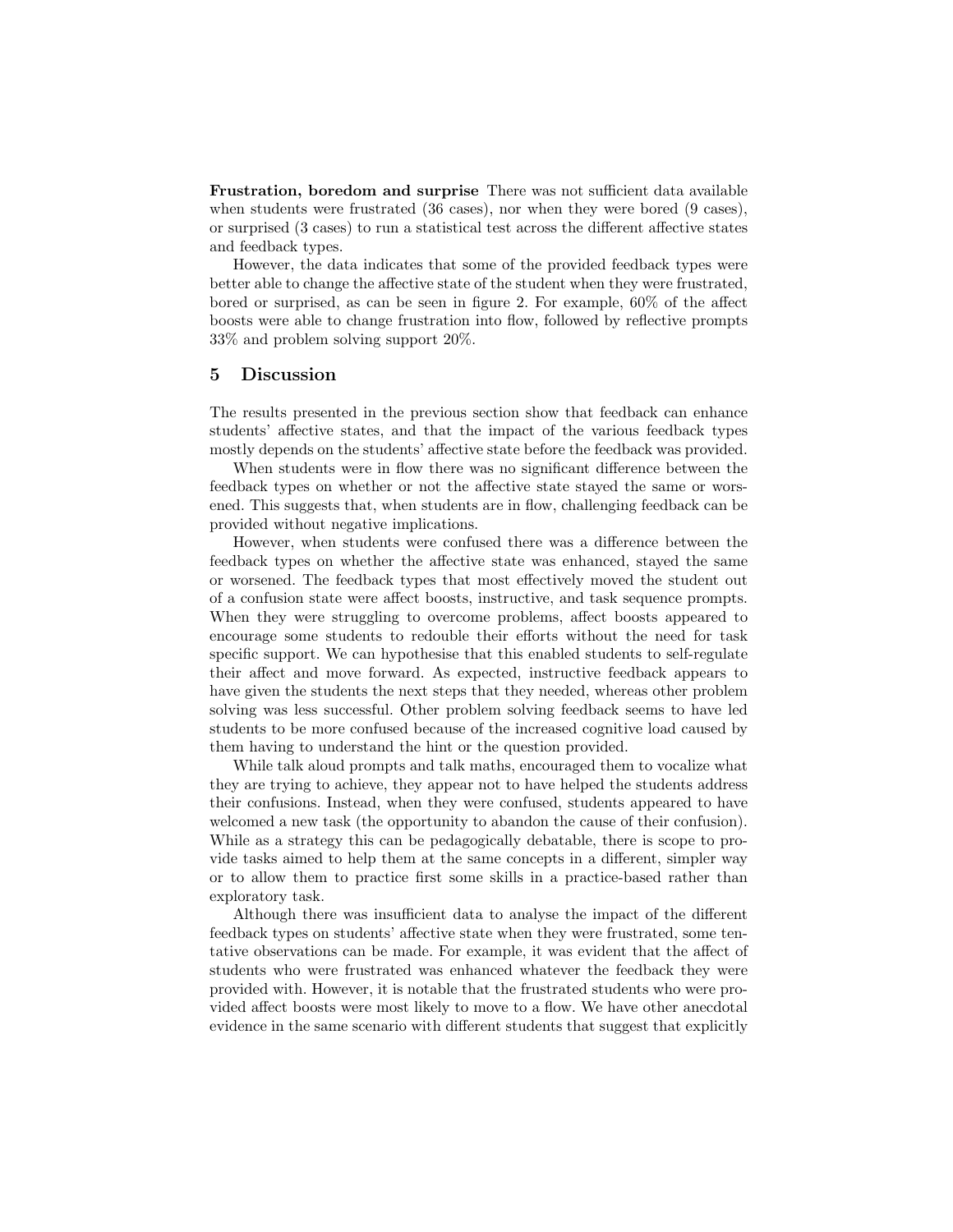**Frustration, boredom and surprise** There was not sufficient data available when students were frustrated (36 cases), nor when they were bored (9 cases), or surprised (3 cases) to run a statistical test across the different affective states and feedback types.

However, the data indicates that some of the provided feedback types were better able to change the affective state of the student when they were frustrated, bored or surprised, as can be seen in figure 2. For example, 60% of the affect boosts were able to change frustration into flow, followed by reflective prompts 33% and problem solving support 20%.

## 5 Discussion

The results presented in the previous section show that feedback can enhance students' affective states, and that the impact of the various feedback types mostly depends on the students' affective state before the feedback was provided.

When students were in flow there was no significant difference between the feedback types on whether or not the affective state stayed the same or worsened. This suggests that, when students are in flow, challenging feedback can be provided without negative implications.

However, when students were confused there was a difference between the feedback types on whether the affective state was enhanced, stayed the same or worsened. The feedback types that most effectively moved the student out of a confusion state were affect boosts, instructive, and task sequence prompts. When they were struggling to overcome problems, affect boosts appeared to encourage some students to redouble their efforts without the need for task specific support. We can hypothesise that this enabled students to self-regulate their affect and move forward. As expected, instructive feedback appears to have given the students the next steps that they needed, whereas other problem solving was less successful. Other problem solving feedback seems to have led students to be more confused because of the increased cognitive load caused by them having to understand the hint or the question provided.

While talk aloud prompts and talk maths, encouraged them to vocalize what they are trying to achieve, they appear not to have helped the students address their confusions. Instead, when they were confused, students appeared to have welcomed a new task (the opportunity to abandon the cause of their confusion). While as a strategy this can be pedagogically debatable, there is scope to provide tasks aimed to help them at the same concepts in a different, simpler way or to allow them to practice first some skills in a practice-based rather than exploratory task.

Although there was insufficient data to analyse the impact of the different feedback types on students' affective state when they were frustrated, some tentative observations can be made. For example, it was evident that the affect of students who were frustrated was enhanced whatever the feedback they were provided with. However, it is notable that the frustrated students who were provided affect boosts were most likely to move to a flow. We have other anecdotal evidence in the same scenario with different students that suggest that explicitly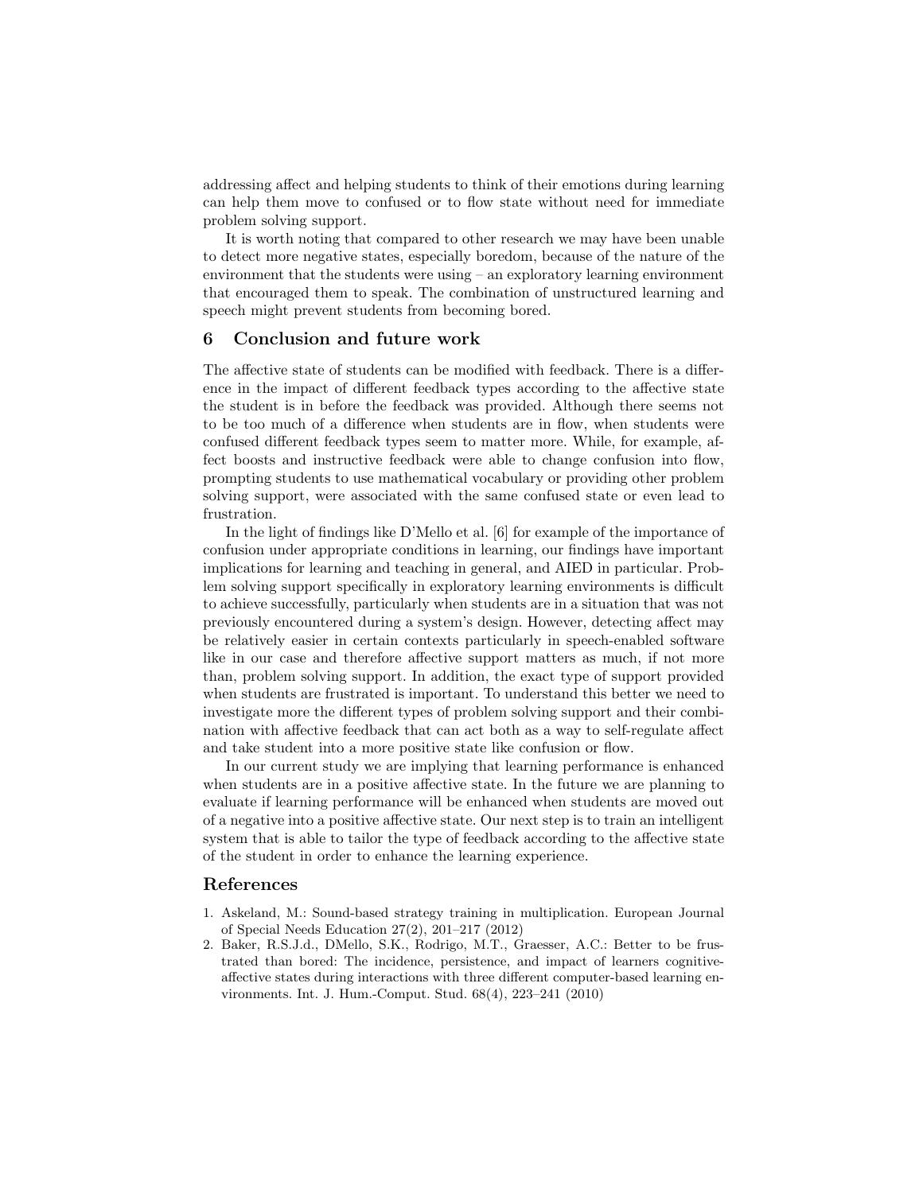addressing affect and helping students to think of their emotions during learning can help them move to confused or to flow state without need for immediate problem solving support.

It is worth noting that compared to other research we may have been unable to detect more negative states, especially boredom, because of the nature of the environment that the students were using – an exploratory learning environment that encouraged them to speak. The combination of unstructured learning and speech might prevent students from becoming bored.

## 6 Conclusion and future work

The affective state of students can be modified with feedback. There is a difference in the impact of different feedback types according to the affective state the student is in before the feedback was provided. Although there seems not to be too much of a difference when students are in flow, when students were confused different feedback types seem to matter more. While, for example, affect boosts and instructive feedback were able to change confusion into flow, prompting students to use mathematical vocabulary or providing other problem solving support, were associated with the same confused state or even lead to frustration.

In the light of findings like D'Mello et al. [6] for example of the importance of confusion under appropriate conditions in learning, our findings have important implications for learning and teaching in general, and AIED in particular. Problem solving support specifically in exploratory learning environments is difficult to achieve successfully, particularly when students are in a situation that was not previously encountered during a system's design. However, detecting affect may be relatively easier in certain contexts particularly in speech-enabled software like in our case and therefore affective support matters as much, if not more than, problem solving support. In addition, the exact type of support provided when students are frustrated is important. To understand this better we need to investigate more the different types of problem solving support and their combination with affective feedback that can act both as a way to self-regulate affect and take student into a more positive state like confusion or flow.

In our current study we are implying that learning performance is enhanced when students are in a positive affective state. In the future we are planning to evaluate if learning performance will be enhanced when students are moved out of a negative into a positive affective state. Our next step is to train an intelligent system that is able to tailor the type of feedback according to the affective state of the student in order to enhance the learning experience.

## References

1. Askeland, M.: Sound-based strategy training in multiplication. European Journal of Special Needs Education 27(2), 201–217 (2012)
2. Baker, R.S.J.d., DMello, S.K., Rodrigo, M.T., Graesser, A.C.: Better to be frustrated than bored: The incidence, persistence, and impact of learners cognitive-affective states during interactions with three different computer-based learning environments. Int. J. Hum.-Comput. Stud. 68(4), 223–241 (2010)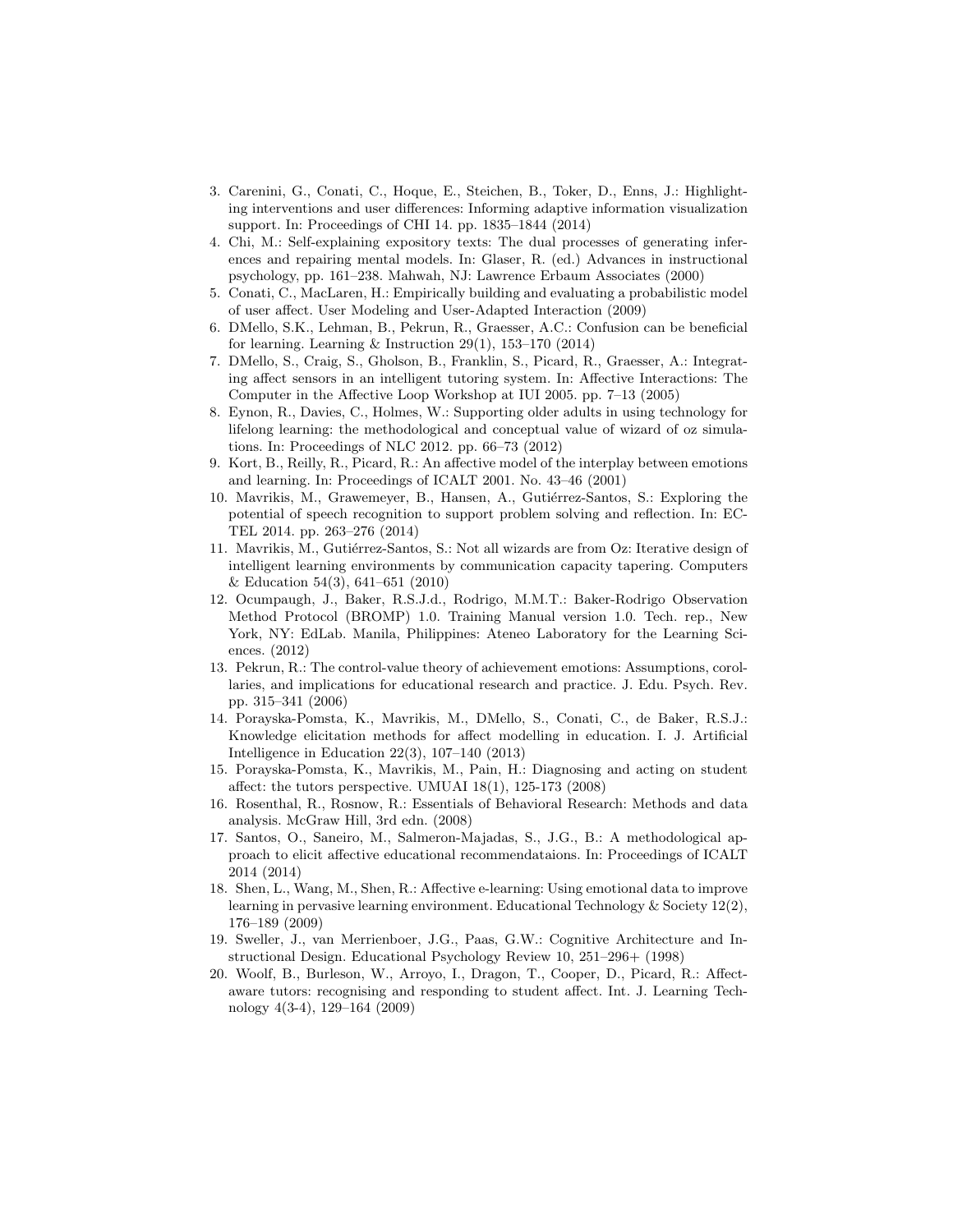3. Carenini, G., Conati, C., Hoque, E., Steichen, B., Toker, D., Enns, J.: Highlighting interventions and user differences: Informing adaptive information visualization support. In: Proceedings of CHI 14. pp. 1835–1844 (2014)
4. Chi, M.: Self-explaining expository texts: The dual processes of generating inferences and repairing mental models. In: Glaser, R. (ed.) Advances in instructional psychology, pp. 161–238. Mahwah, NJ: Lawrence Erbaum Associates (2000)
5. Conati, C., MacLaren, H.: Empirically building and evaluating a probabilistic model of user affect. User Modeling and User-Adapted Interaction (2009)
6. DMello, S.K., Lehman, B., Pekrun, R., Graesser, A.C.: Confusion can be beneficial for learning. Learning & Instruction 29(1), 153–170 (2014)
7. DMello, S., Craig, S., Gholson, B., Franklin, S., Picard, R., Graesser, A.: Integrating affect sensors in an intelligent tutoring system. In: Affective Interactions: The Computer in the Affective Loop Workshop at IUI 2005. pp. 7–13 (2005)
8. Eynon, R., Davies, C., Holmes, W.: Supporting older adults in using technology for lifelong learning: the methodological and conceptual value of wizard of oz simulations. In: Proceedings of NLC 2012. pp. 66–73 (2012)
9. Kort, B., Reilly, R., Picard, R.: An affective model of the interplay between emotions and learning. In: Proceedings of ICALT 2001. No. 43–46 (2001)
10. Mavrikis, M., Grawemeyer, B., Hansen, A., Gutiérrez-Santos, S.: Exploring the potential of speech recognition to support problem solving and reflection. In: EC-TEL 2014. pp. 263–276 (2014)
11. Mavrikis, M., Gutiérrez-Santos, S.: Not all wizards are from Oz: Iterative design of intelligent learning environments by communication capacity tapering. Computers & Education 54(3), 641–651 (2010)
12. Ocumpaugh, J., Baker, R.S.J.d., Rodrigo, M.M.T.: Baker-Rodrigo Observation Method Protocol (BROMP) 1.0. Training Manual version 1.0. Tech. rep., New York, NY: EdLab. Manila, Philippines: Ateneo Laboratory for the Learning Sciences. (2012)
13. Pekrun, R.: The control-value theory of achievement emotions: Assumptions, corollaries, and implications for educational research and practice. J. Edu. Psych. Rev. pp. 315–341 (2006)
14. Porayska-Pomsta, K., Mavrikis, M., DMello, S., Conati, C., de Baker, R.S.J.: Knowledge elicitation methods for affect modelling in education. I. J. Artificial Intelligence in Education 22(3), 107–140 (2013)
15. Porayska-Pomsta, K., Mavrikis, M., Pain, H.: Diagnosing and acting on student affect: the tutors perspective. UMUAI 18(1), 125-173 (2008)
16. Rosenthal, R., Rosnow, R.: Essentials of Behavioral Research: Methods and data analysis. McGraw Hill, 3rd edn. (2008)
17. Santos, O., Saneiro, M., Salmeron-Majadas, S., J.G., B.: A methodological approach to elicit affective educational recommendataions. In: Proceedings of ICALT 2014 (2014)
18. Shen, L., Wang, M., Shen, R.: Affective e-learning: Using emotional data to improve learning in pervasive learning environment. Educational Technology & Society 12(2), 176–189 (2009)
19. Sweller, J., van Merrienboer, J.G., Paas, G.W.: Cognitive Architecture and Instructional Design. Educational Psychology Review 10, 251–296+ (1998)
20. Woolf, B., Burleson, W., Arroyo, I., Dragon, T., Cooper, D., Picard, R.: Affect-aware tutors: recognising and responding to student affect. Int. J. Learning Technology 4(3-4), 129–164 (2009)